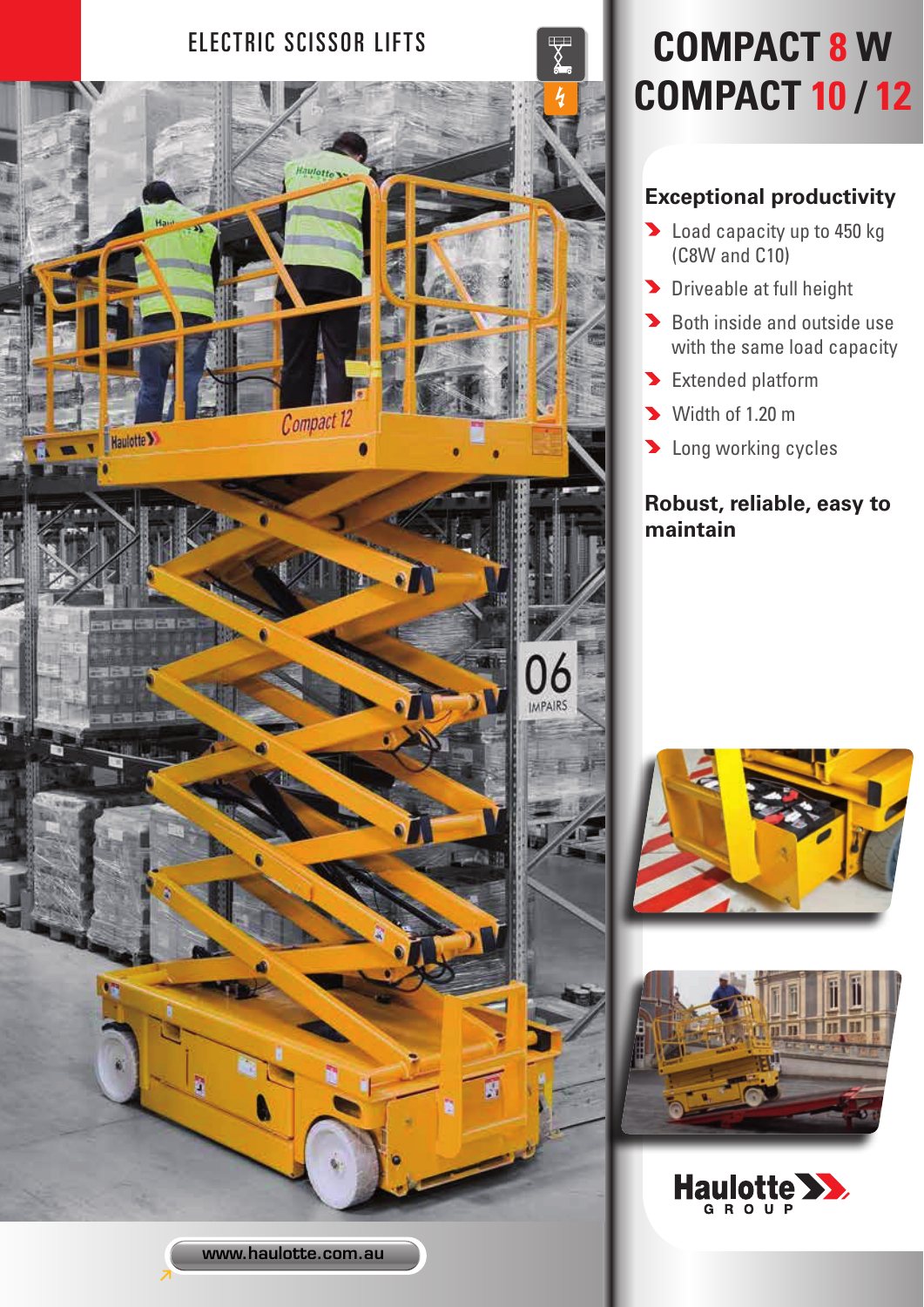ELECTRIC SCISSOR LIFTS

# COMPACT 8 W
# COMPACT 10 / 12

## Exceptional productivity

- Load capacity up to 450 kg (C8W and C10)
- Driveable at full height
- Both inside and outside use with the same load capacity
- Extended platform
- Width of 1.20 m
- Long working cycles

## Robust, reliable, easy to maintain

Haulotte GROUP

www.haulotte.com.au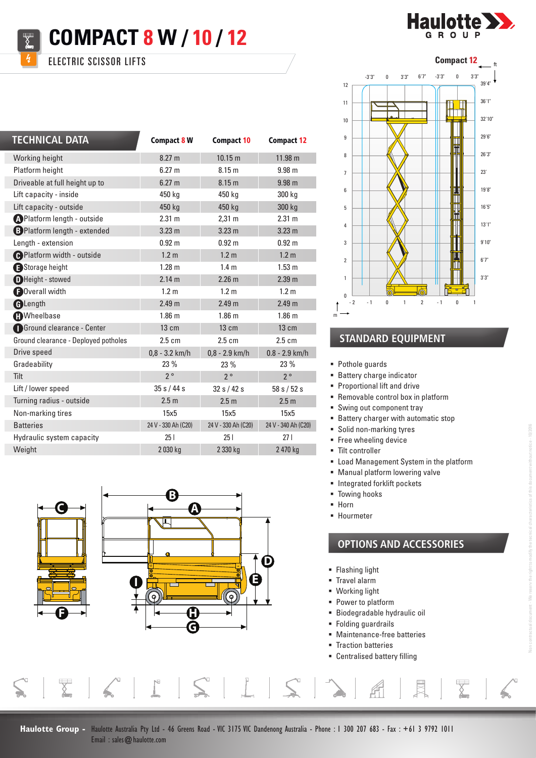# COMPACT 8 W / 10 / 12

ELECTRIC SCISSOR LIFTS

## TECHNICAL DATA

| TECHNICAL DATA | Compact 8 W | Compact 10 | Compact 12 |
|---|---|---|---|
| Working height | 8.27 m | 10.15 m | 11.98 m |
| Platform height | 6.27 m | 8.15 m | 9.98 m |
| Driveable at full height up to | 6.27 m | 8.15 m | 9.98 m |
| Lift capacity - inside | 450 kg | 450 kg | 300 kg |
| Lift capacity - outside | 450 kg | 450 kg | 300 kg |
| A Platform length - outside | 2.31 m | 2,31 m | 2.31 m |
| B Platform length - extended | 3.23 m | 3.23 m | 3.23 m |
| Length - extension | 0.92 m | 0.92 m | 0.92 m |
| C Platform width - outside | 1.2 m | 1.2 m | 1.2 m |
| E Storage height | 1.28 m | 1.4 m | 1.53 m |
| D Height - stowed | 2.14 m | 2.26 m | 2.39 m |
| F Overall width | 1.2 m | 1.2 m | 1.2 m |
| G Length | 2.49 m | 2.49 m | 2.49 m |
| H Wheelbase | 1.86 m | 1.86 m | 1.86 m |
| I Ground clearance - Center | 13 cm | 13 cm | 13 cm |
| Ground clearance - Deployed potholes | 2.5 cm | 2.5 cm | 2.5 cm |
| Drive speed | 0,8 - 3.2 km/h | 0,8 - 2.9 km/h | 0.8 - 2.9 km/h |
| Gradeability | 23 % | 23 % | 23 % |
| Tilt | 2 ° | 2 ° | 2 ° |
| Lift / lower speed | 35 s / 44 s | 32 s / 42 s | 58 s / 52 s |
| Turning radius - outside | 2.5 m | 2.5 m | 2.5 m |
| Non-marking tires | 15x5 | 15x5 | 15x5 |
| Batteries | 24 V - 330 Ah (C20) | 24 V - 330 Ah (C20) | 24 V - 340 Ah (C20) |
| Hydraulic system capacity | 25 l | 25 l | 27 l |
| Weight | 2 030 kg | 2 330 kg | 2 470 kg |

Compact 12

## STANDARD EQUIPMENT

- Pothole guards
- Battery charge indicator
- Proportional lift and drive
- Removable control box in platform
- Swing out component tray
- Battery charger with automatic stop
- Solid non-marking tyres
- Free wheeling device
- Tilt controller
- Load Management System in the platform
- Manual platform lowering valve
- Integrated forklift pockets
- Towing hooks
- Horn
- Hourmeter

## OPTIONS AND ACCESSORIES

- Flashing light
- Travel alarm
- Working light
- Power to platform
- Biodegradable hydraulic oil
- Folding guardrails
- Maintenance-free batteries
- Traction batteries
- Centralised battery filling

**Haulotte Group -** Haulotte Australia Pty Ltd - 46 Greens Road - VIC 3175 VIC Dandenong Australia - Phone : 1 300 207 683 - Fax : +61 3 9792 1011
Email : sales@haulotte.com